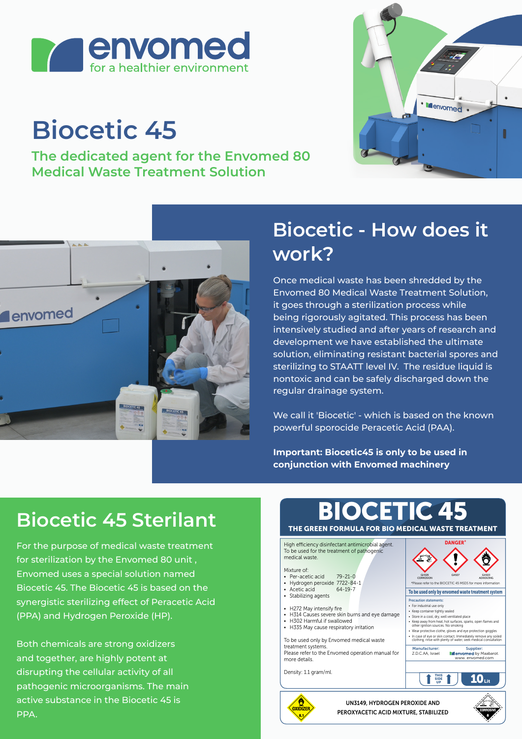# envomed

for a healthier environment

# Biocetic 45

**The dedicated agent for the Envomed 80 Medical Waste Treatment Solution**

## Biocetic - How does it work?

Once medical waste has been shredded by the Envomed 80 Medical Waste Treatment Solution, it goes through a sterilization process while being rigorously agitated. This process has been intensively studied and after years of research and development we have established the ultimate solution, eliminating resistant bacterial spores and sterilizing to STAATT level IV. The residue liquid is nontoxic and can be safely discharged down the regular drainage system.

We call it 'Biocetic' - which is based on the known powerful sporocide Peracetic Acid (PAA).

**Important: Biocetic45 is only to be used in conjunction with Envomed machinery**

## Biocetic 45 Sterilant

For the purpose of medical waste treatment for sterilization by the Envomed 80 unit , Envomed uses a special solution named Biocetic 45. The Biocetic 45 is based on the synergistic sterilizing effect of Peracetic Acid (PPA) and Hydrogen Peroxide (HP).

Both chemicals are strong oxidizers and together, are highly potent at disrupting the cellular activity of all pathogenic microorganisms. The main active substance in the Biocetic 45 is PPA.

## BIOCETIC 45

**THE GREEN FORMULA FOR BIO MEDICAL WASTE TREATMENT**

High efficiency disinfectant antimicrobial agent. To be used for the treatment of pathogenic medical waste.

Mixture of:

- Per-acetic acid 79-21-0
- Hydrogen peroxide 7722-84-1
- Actic acid 64-19-7
- Stabilizing agents

- H272 May intensify fire
- H314 Causes severe skin burns and eye damage
- H302 Harmful if swallowed
- H335 May cause respiratory irritation

To be used only by Envomed medical waste treatment systems.
Please refer to the Envomed operation manual for more details.

Density: 1.1 gram/ml.

DANGER*

GHS05 CORROSION · GHS07 · GHS03 AOXIDIZING

*Please refer to the BIOCETIC 45 MSDS for more information

**To be used only by envomed waste treatment system**

Precaution statements:

- For industrial use only
- Keep container tightly sealed
- Store in a cool, dry, well ventilated place
- Keep away from heat, hot surfaces, sparks, open flames and other ignition sources. No smoking
- Wear protective clothe, gloves and eye protection goggles
- In case of eye or skin contact, Immediately remove any soiled clothing, rinse with plenty of water, seek medical consultation

Manufacturer: Z.D.C.AA, Israel

Supplier: envomed by Maabarot. www. envomed.com

THIS SIDE UP

10 Lit

OXIDIZER 5.1

UN3149, HYDROGEN PEROXIDE AND PEROXYACETIC ACID MIXTURE, STABILIZED

CORROSIVE 8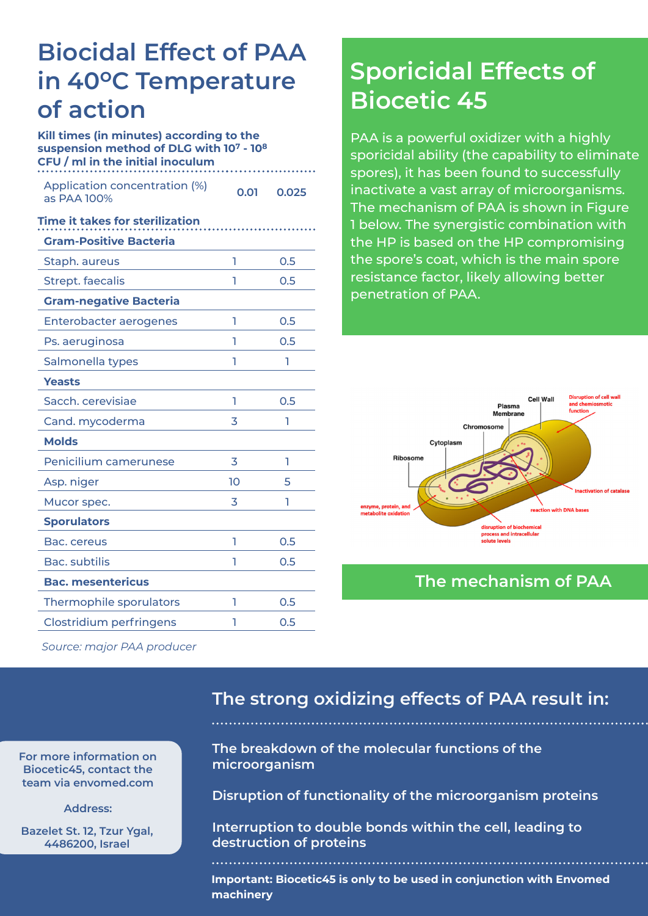# Biocidal Effect of PAA in 40ºC Temperature of action

**Kill times (in minutes) according to the suspension method of DLG with $10^7$ - $10^8$ CFU / ml in the initial inoculum**

| Application concentration (%) as PAA 100% | 0.01 | 0.025 |
|---|---|---|
| **Time it takes for sterilization** | | |
| **Gram-Positive Bacteria** | | |
| Staph. aureus | 1 | 0.5 |
| Strept. faecalis | 1 | 0.5 |
| **Gram-negative Bacteria** | | |
| Enterobacter aerogenes | 1 | 0.5 |
| Ps. aeruginosa | 1 | 0.5 |
| Salmonella types | 1 | 1 |
| **Yeasts** | | |
| Sacch. cerevisiae | 1 | 0.5 |
| Cand. mycoderma | 3 | 1 |
| **Molds** | | |
| Penicilium camerunese | 3 | 1 |
| Asp. niger | 10 | 5 |
| Mucor spec. | 3 | 1 |
| **Sporulators** | | |
| Bac. cereus | 1 | 0.5 |
| Bac. subtilis | 1 | 0.5 |
| **Bac. mesentericus** | | |
| Thermophile sporulators | 1 | 0.5 |
| Clostridium perfringens | 1 | 0.5 |

*Source: major PAA producer*

## Sporicidal Effects of Biocetic 45

PAA is a powerful oxidizer with a highly sporicidal ability (the capability to eliminate spores), it has been found to successfully inactivate a vast array of microorganisms. The mechanism of PAA is shown in Figure 1 below. The synergistic combination with the HP is based on the HP compromising the spore's coat, which is the main spore resistance factor, likely allowing better penetration of PAA.

Cell Wall
Plasma Membrane
Chromosome
Cytoplasm
Ribosome
Disruption of cell wall and chemiosmotic function
Inactivation of catalase
reaction with DNA bases
disruption of biochemical process and intracellular solute levels
enzyme, protein, and metabolite oxidation

**The mechanism of PAA**

## The strong oxidizing effects of PAA result in:

The breakdown of the molecular functions of the microorganism

Disruption of functionality of the microorganism proteins

Interruption to double bonds within the cell, leading to destruction of proteins

**Important: Biocetic45 is only to be used in conjunction with Envomed machinery**

For more information on Biocetic45, contact the team via envomed.com

Address:

Bazelet St. 12, Tzur Ygal, 4486200, Israel